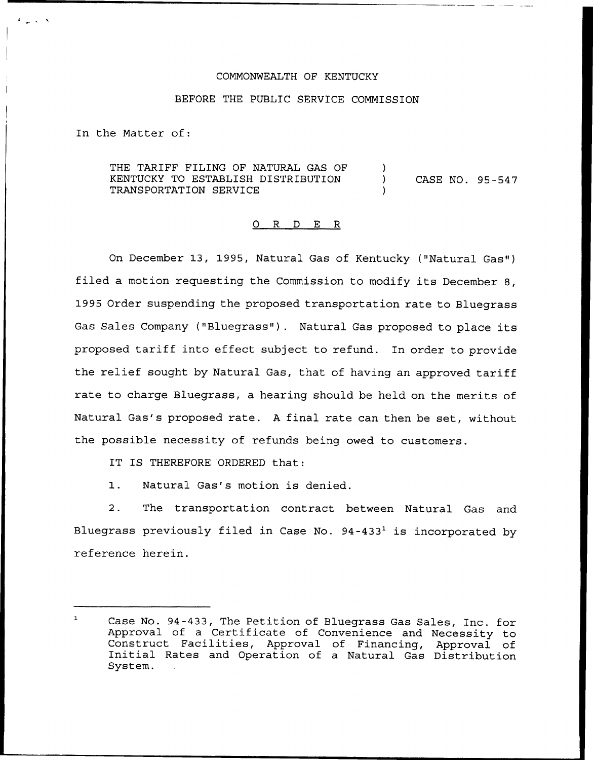COMMONWEALTH OF KENTUCKY

BEFORE THE PUBLIC SERVICE COMMISSION

In the Matter of:

THE TARIFF FILING OF NATURAL GAS OF KENTUCKY TO ESTABLISH DISTRIBUTION TRANSPORTATION SERVICE ) CASE NO. 95-547

# ORDER

On December 13, 1995, Natural Gas of Kentucky ("Natural Gas") filed a motion requesting the Commission to modify its December 8, 1995 Order suspending the proposed transportation rate to Bluegrass Gas Sales Company ("Bluegrass"). Natural Gas proposed to place its proposed tariff into effect subject to refund. In order to provide the relief sought by Natural Gas, that of having an approved tariff rate to charge Bluegrass, a hearing should be held on the merits of Natural Gas's proposed rate. A final rate can then be set, without the possible necessity of refunds being owed to customers.

IT IS THEREFORE ORDERED that:

1. Natural Gas's motion is denied.

2. The transportation contract between Natural Gas and Bluegrass previously filed in Case No. 94-433[1] is incorporated by reference herein.

[1] Case No. 94-433, The Petition of Bluegrass Gas Sales, Inc. for Approval of a Certificate of Convenience and Necessity to Construct Facilities, Approval of Financing, Approval of Initial Rates and Operation of a Natural Gas Distribution System.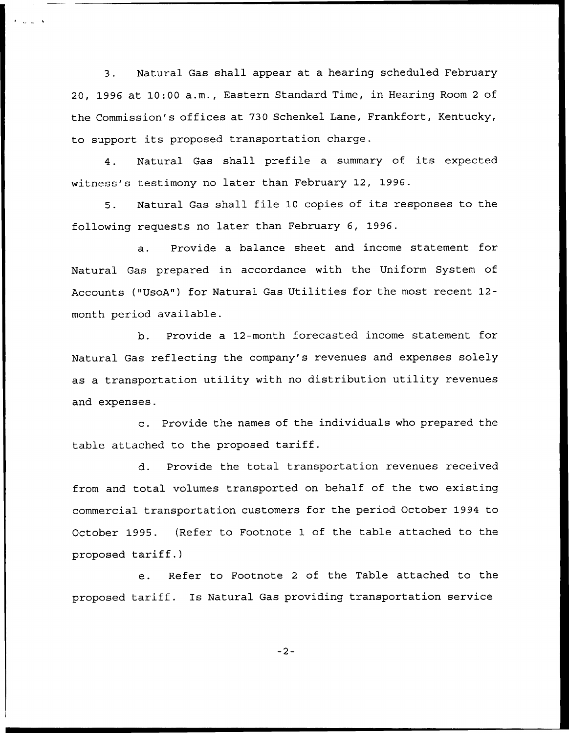3. Natural Gas shall appear at a hearing scheduled February 20, 1996 at 10:00 a.m., Eastern Standard Time, in Hearing Room 2 of the Commission's offices at 730 Schenkel Lane, Frankfort, Kentucky, to support its proposed transportation charge.

4. Natural Gas shall prefile a summary of its expected witness's testimony no later than February 12, 1996.

5. Natural Gas shall file 10 copies of its responses to the following requests no later than February 6, 1996.

a. Provide a balance sheet and income statement for Natural Gas prepared in accordance with the Uniform System of Accounts ("UsoA") for Natural Gas Utilities for the most recent 12-month period available.

b. Provide a 12-month forecasted income statement for Natural Gas reflecting the company's revenues and expenses solely as a transportation utility with no distribution utility revenues and expenses.

c. Provide the names of the individuals who prepared the table attached to the proposed tariff.

d. Provide the total transportation revenues received from and total volumes transported on behalf of the two existing commercial transportation customers for the period October 1994 to October 1995. (Refer to Footnote 1 of the table attached to the proposed tariff.)

e. Refer to Footnote 2 of the Table attached to the proposed tariff. Is Natural Gas providing transportation service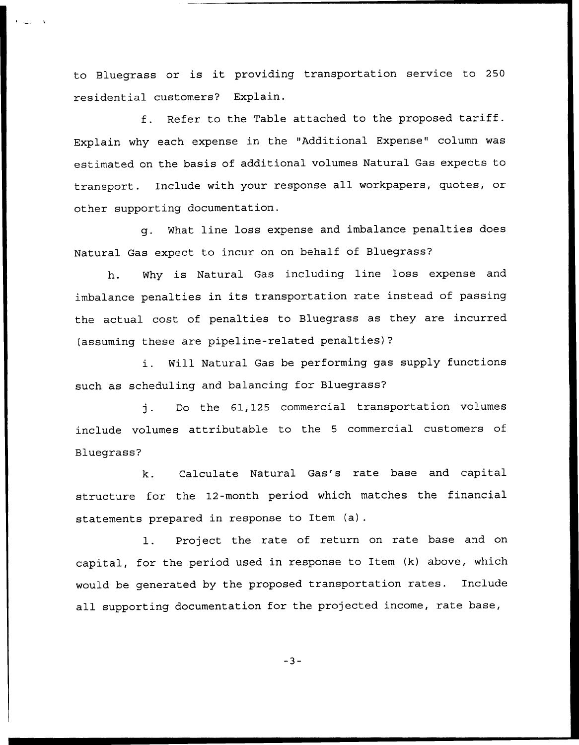to Bluegrass or is it providing transportation service to 250 residential customers? Explain.

f. Refer to the Table attached to the proposed tariff. Explain why each expense in the "Additional Expense" column was estimated on the basis of additional volumes Natural Gas expects to transport. Include with your response all workpapers, quotes, or other supporting documentation.

g. What line loss expense and imbalance penalties does Natural Gas expect to incur on on behalf of Bluegrass?

h. Why is Natural Gas including line loss expense and imbalance penalties in its transportation rate instead of passing the actual cost of penalties to Bluegrass as they are incurred (assuming these are pipeline-related penalties)?

i. Will Natural Gas be performing gas supply functions such as scheduling and balancing for Bluegrass?

j. Do the 61,125 commercial transportation volumes include volumes attributable to the 5 commercial customers of Bluegrass?

k. Calculate Natural Gas's rate base and capital structure for the 12-month period which matches the financial statements prepared in response to Item (a).

l. Project the rate of return on rate base and on capital, for the period used in response to Item (k) above, which would be generated by the proposed transportation rates. Include all supporting documentation for the projected income, rate base,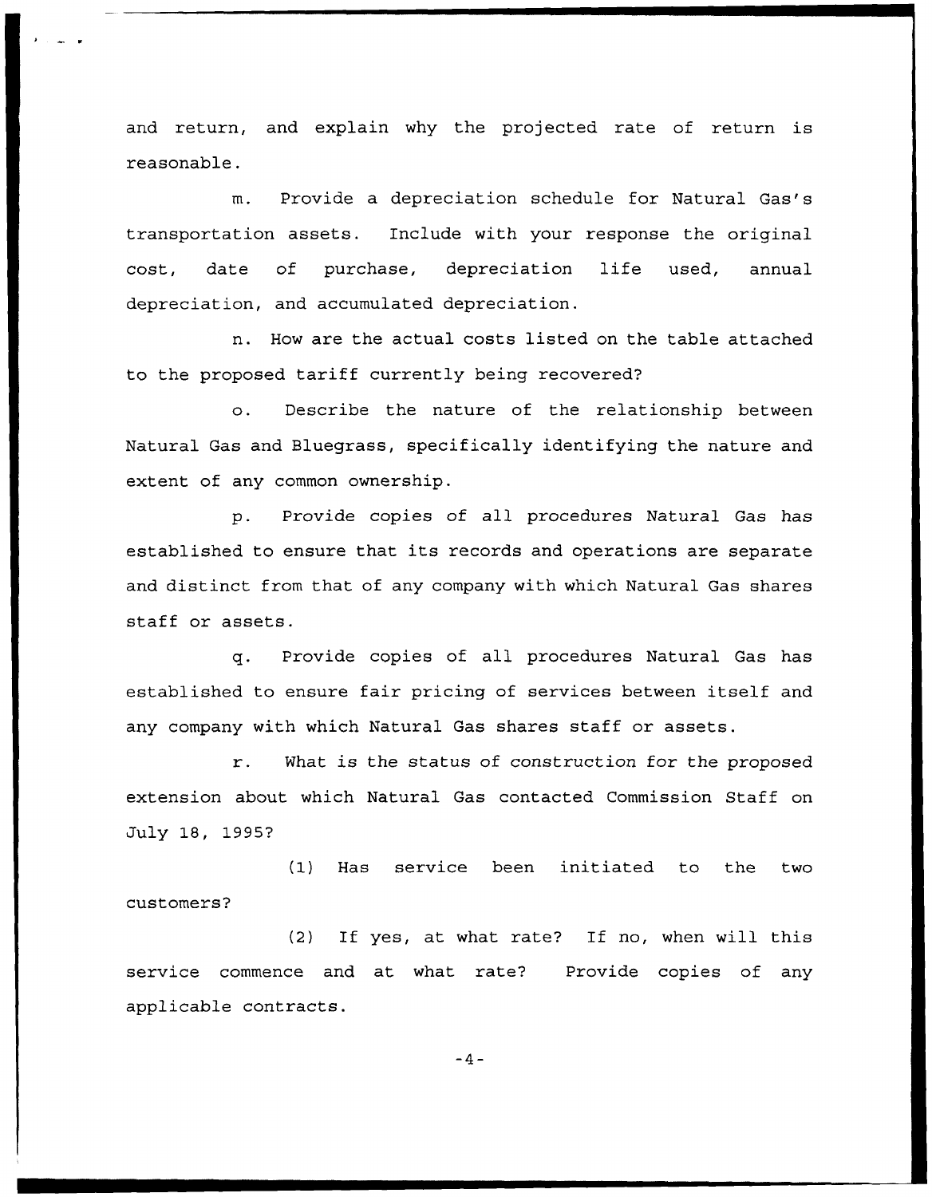and return, and explain why the projected rate of return is reasonable.

m. Provide a depreciation schedule for Natural Gas's transportation assets. Include with your response the original cost, date of purchase, depreciation life used, annual depreciation, and accumulated depreciation.

n. How are the actual costs listed on the table attached to the proposed tariff currently being recovered?

o. Describe the nature of the relationship between Natural Gas and Bluegrass, specifically identifying the nature and extent of any common ownership.

p. Provide copies of all procedures Natural Gas has established to ensure that its records and operations are separate and distinct from that of any company with which Natural Gas shares staff or assets.

q. Provide copies of all procedures Natural Gas has established to ensure fair pricing of services between itself and any company with which Natural Gas shares staff or assets.

r. What is the status of construction for the proposed extension about which Natural Gas contacted Commission Staff on July 18, 1995?

(1) Has service been initiated to the two customers?

(2) If yes, at what rate? If no, when will this service commence and at what rate? Provide copies of any applicable contracts.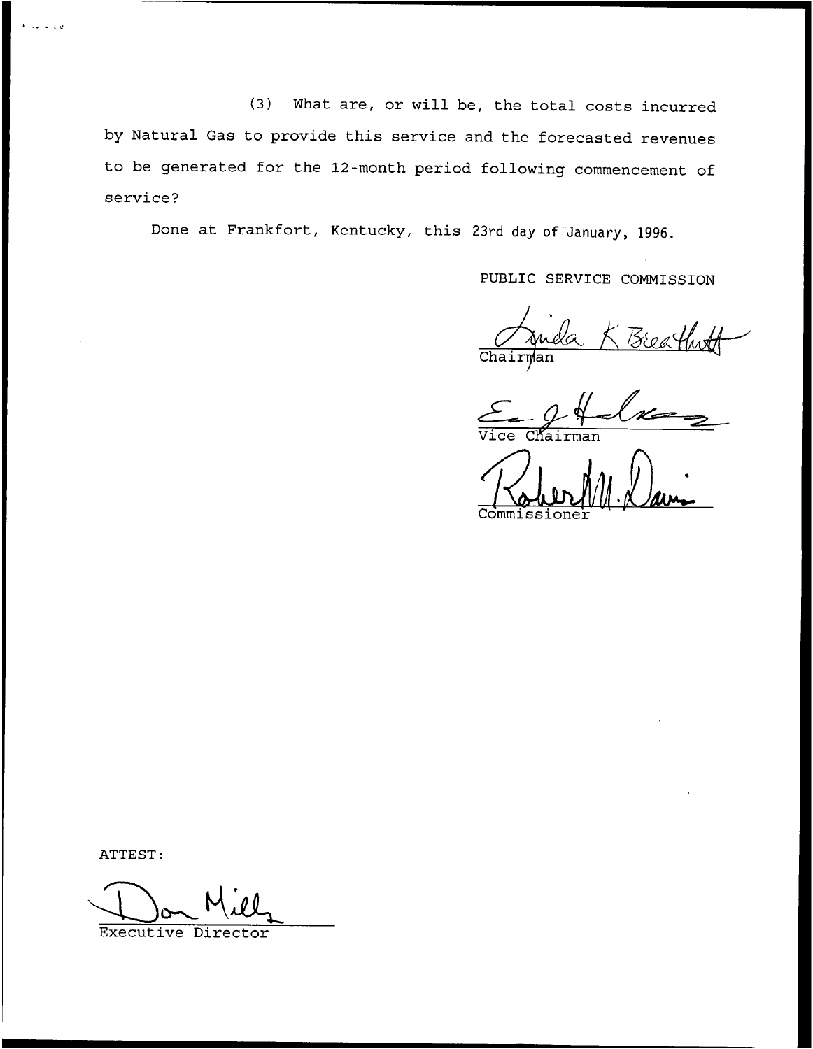(3) What are, or will be, the total costs incurred by Natural Gas to provide this service and the forecasted revenues to be generated for the 12-month period following commencement of service?

Done at Frankfort, Kentucky, this 23rd day of January, 1996.

PUBLIC SERVICE COMMISSION

Chairman

Vice Chairman

Commissioner

ATTEST:

Executive Director